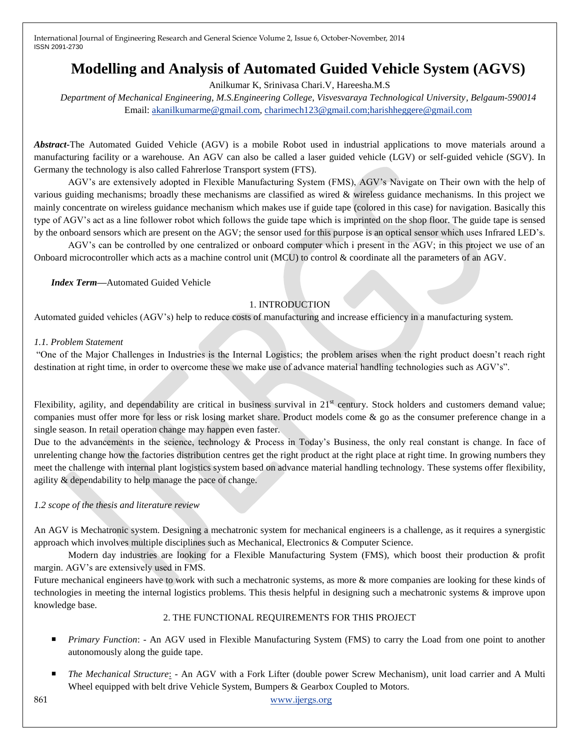# Modelling and Analysis of Automated Guided Vehicle System (AGVS)

Anilkumar K, Srinivasa Chari.V, Hareesha.M.S

*Department of Mechanical Engineering, M.S.Engineering College, Visvesvaraya Technological University, Belgaum-590014*

Email: akanilkumarme@gmail.com, charimech123@gmail.com;harishheggere@gmail.com

***Abstract*-**The Automated Guided Vehicle (AGV) is a mobile Robot used in industrial applications to move materials around a manufacturing facility or a warehouse. An AGV can also be called a laser guided vehicle (LGV) or self-guided vehicle (SGV). In Germany the technology is also called Fahrerlose Transport system (FTS).

AGV's are extensively adopted in Flexible Manufacturing System (FMS), AGV's Navigate on Their own with the help of various guiding mechanisms; broadly these mechanisms are classified as wired & wireless guidance mechanisms. In this project we mainly concentrate on wireless guidance mechanism which makes use if guide tape (colored in this case) for navigation. Basically this type of AGV's act as a line follower robot which follows the guide tape which is imprinted on the shop floor. The guide tape is sensed by the onboard sensors which are present on the AGV; the sensor used for this purpose is an optical sensor which uses Infrared LED's.

AGV's can be controlled by one centralized or onboard computer which i present in the AGV; in this project we use of an Onboard microcontroller which acts as a machine control unit (MCU) to control & coordinate all the parameters of an AGV.

***Index Term***—Automated Guided Vehicle

## 1. INTRODUCTION

Automated guided vehicles (AGV's) help to reduce costs of manufacturing and increase efficiency in a manufacturing system.

### *1.1. Problem Statement*

"One of the Major Challenges in Industries is the Internal Logistics; the problem arises when the right product doesn't reach right destination at right time, in order to overcome these we make use of advance material handling technologies such as AGV's".

Flexibility, agility, and dependability are critical in business survival in 21st century. Stock holders and customers demand value; companies must offer more for less or risk losing market share. Product models come & go as the consumer preference change in a single season. In retail operation change may happen even faster.

Due to the advancements in the science, technology & Process in Today's Business, the only real constant is change. In face of unrelenting change how the factories distribution centres get the right product at the right place at right time. In growing numbers they meet the challenge with internal plant logistics system based on advance material handling technology. These systems offer flexibility, agility & dependability to help manage the pace of change.

### *1.2 scope of the thesis and literature review*

An AGV is Mechatronic system. Designing a mechatronic system for mechanical engineers is a challenge, as it requires a synergistic approach which involves multiple disciplines such as Mechanical, Electronics & Computer Science.

Modern day industries are looking for a Flexible Manufacturing System (FMS), which boost their production & profit margin. AGV's are extensively used in FMS.

Future mechanical engineers have to work with such a mechatronic systems, as more & more companies are looking for these kinds of technologies in meeting the internal logistics problems. This thesis helpful in designing such a mechatronic systems & improve upon knowledge base.

## 2. THE FUNCTIONAL REQUIREMENTS FOR THIS PROJECT

- *Primary Function*: - An AGV used in Flexible Manufacturing System (FMS) to carry the Load from one point to another autonomously along the guide tape.
- *The Mechanical Structure*: - An AGV with a Fork Lifter (double power Screw Mechanism), unit load carrier and A Multi Wheel equipped with belt drive Vehicle System, Bumpers & Gearbox Coupled to Motors.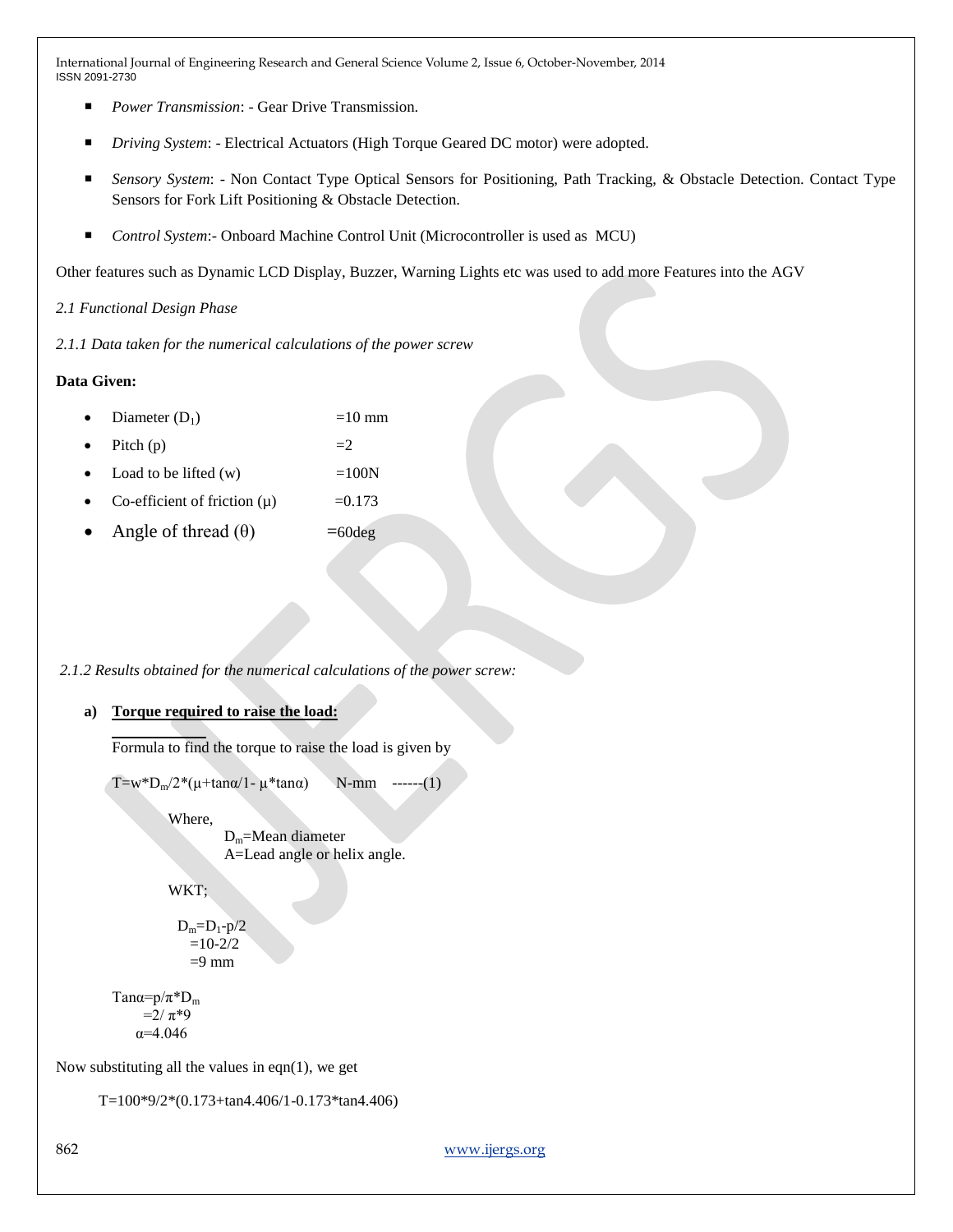- *Power Transmission*: - Gear Drive Transmission.
- *Driving System*: - Electrical Actuators (High Torque Geared DC motor) were adopted.
- *Sensory System*: - Non Contact Type Optical Sensors for Positioning, Path Tracking, & Obstacle Detection. Contact Type Sensors for Fork Lift Positioning & Obstacle Detection.
- *Control System*:- Onboard Machine Control Unit (Microcontroller is used as MCU)

Other features such as Dynamic LCD Display, Buzzer, Warning Lights etc was used to add more Features into the AGV

*2.1 Functional Design Phase*

*2.1.1 Data taken for the numerical calculations of the power screw*

**Data Given:**

- Diameter ($D_1$) =10 mm
- Pitch (p) =2
- Load to be lifted (w) =100N
- Co-efficient of friction (μ) =0.173
- Angle of thread (θ) =60deg

*2.1.2 Results obtained for the numerical calculations of the power screw:*

**a) Torque required to raise the load:**

Formula to find the torque to raise the load is given by

$T=w*D_m/2*(\mu+\tan\alpha/1-\mu*\tan\alpha)$ N-mm ------(1)

Where,

$D_m$=Mean diameter

A=Lead angle or helix angle.

WKT;

$D_m=D_1-p/2$

$=10-2/2$

$=9$ mm

$\tan\alpha=p/\pi*D_m$

$=2/\pi*9$

$\alpha=4.046$

Now substituting all the values in eqn(1), we get

$T=100*9/2*(0.173+\tan4.406/1-0.173*\tan4.406)$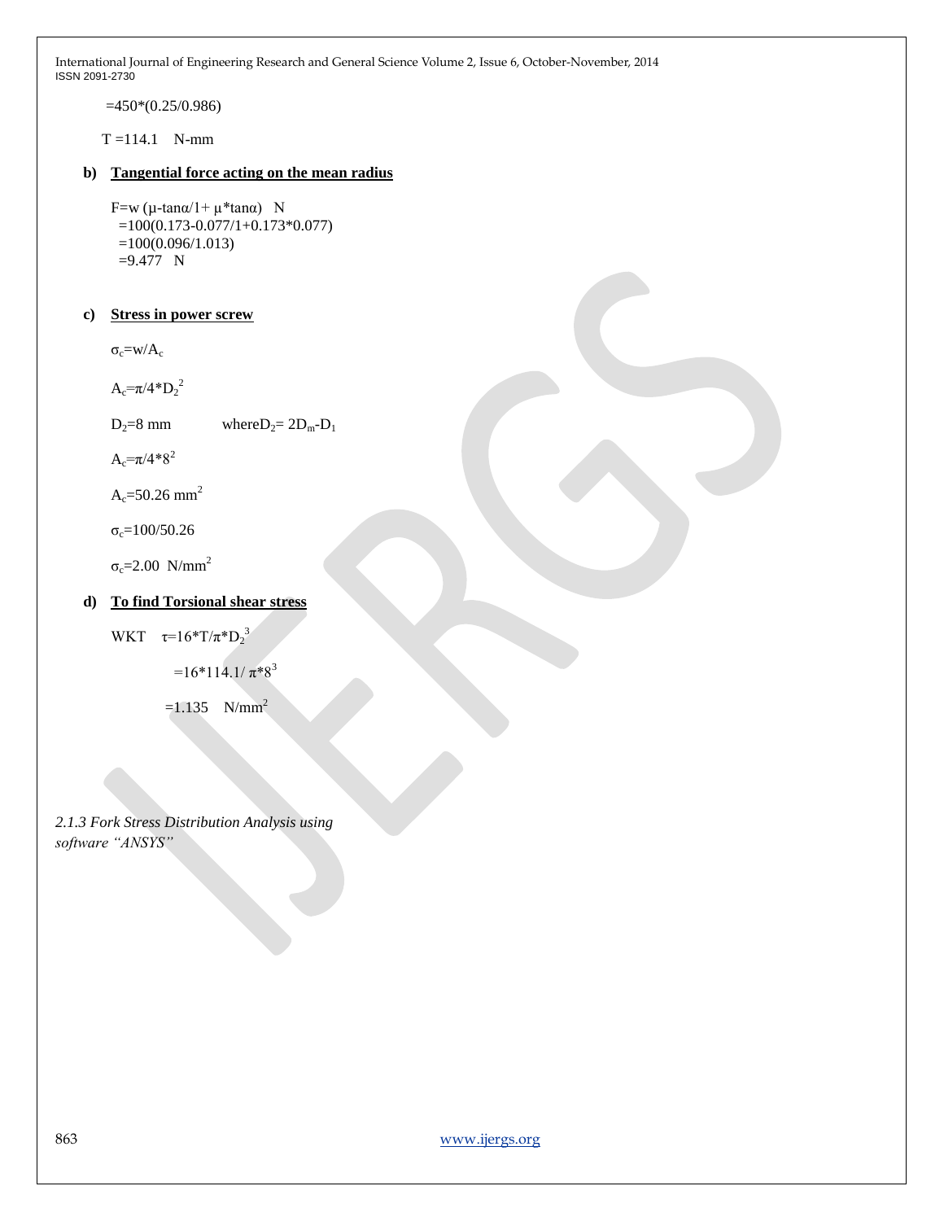$=450*(0.25/0.986)$

$T = 114.1$ N-mm

**b) <u>Tangential force acting on the mean radius</u>**

$F = w\,(\mu - \tan\alpha / 1 + \mu * \tan\alpha)$ N

$= 100(0.173 - 0.077 / 1 + 0.173 * 0.077)$

$= 100(0.096/1.013)$

$= 9.477$ N

**c) <u>Stress in power screw</u>**

$\sigma_c = w/A_c$

$A_c = \pi/4 * D_2^2$

$D_2 = 8$ mm where $D_2 = 2D_m - D_1$

$A_c = \pi/4 * 8^2$

$A_c = 50.26$ mm$^2$

$\sigma_c = 100/50.26$

$\sigma_c = 2.00$ N/mm$^2$

**d) <u>To find Torsional shear stress</u>**

WKT $\tau = 16 * T / \pi * D_2^3$

$= 16 * 114.1 / \pi * 8^3$

$= 1.135$ N/mm$^2$

*2.1.3 Fork Stress Distribution Analysis using software "ANSYS"*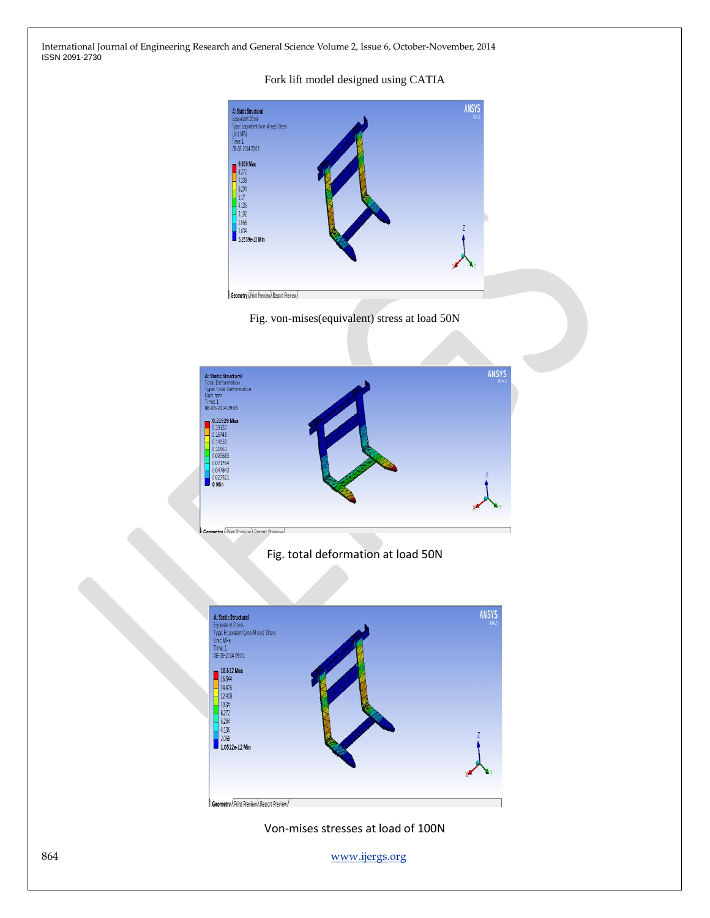Fork lift model designed using CATIA

Fig. von-mises(equivalent) stress at load 50N

Fig. total deformation at load 50N

Von-mises stresses at load of 100N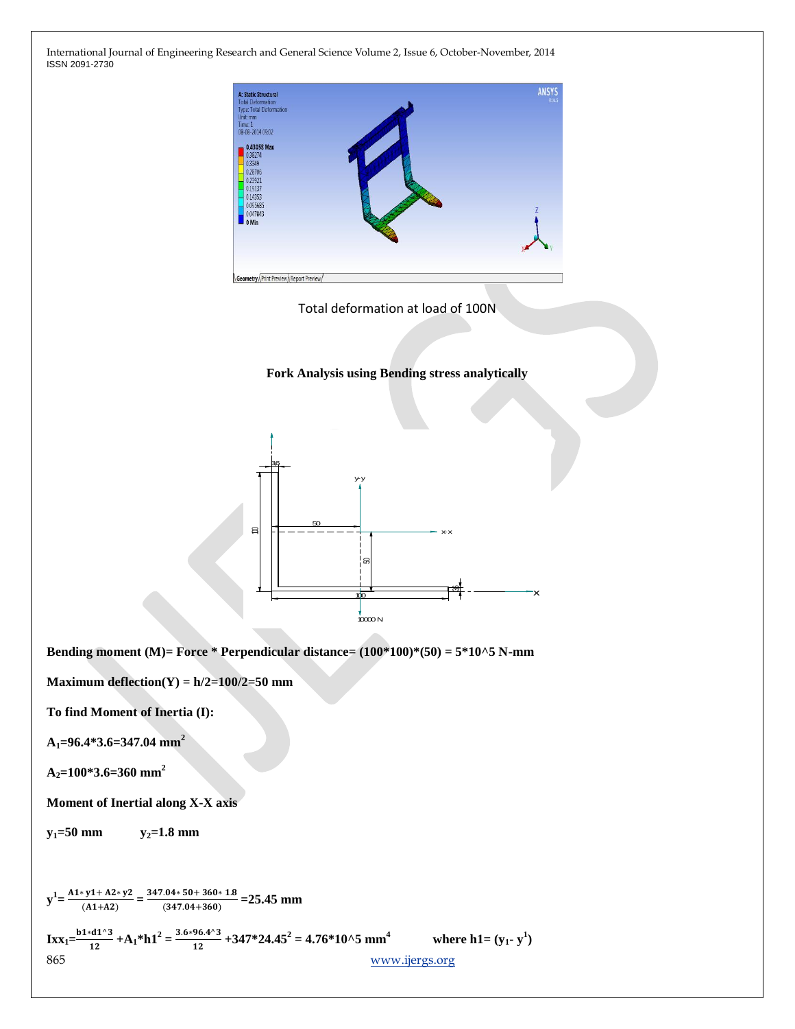Total deformation at load of 100N

**Fork Analysis using Bending stress analytically**

**Bending moment (M)= Force * Perpendicular distance= (100*100)*(50) = 5*10^5 N-mm**

**Maximum deflection(Y) = h/2=100/2=50 mm**

**To find Moment of Inertia (I):**

**$A_1$=96.4*3.6=347.04 mm$^2$**

**$A_2$=100*3.6=360 mm$^2$**

**Moment of Inertial along X-X axis**

**$y_1$=50 mm  $y_2$=1.8 mm**

$$y^1 = \frac{A1 * y1 + A2 * y2}{(A1 + A2)} = \frac{347.04 * 50 + 360 * 1.8}{(347.04 + 360)} = 25.45 \text{ mm}$$

$$Ixx_1 = \frac{b1 * d1^{\wedge}3}{12} + A_1 * h1^2 = \frac{3.6 * 96.4^{\wedge}3}{12} + 347 * 24.45^2 = 4.76 * 10^{\wedge}5 \text{ mm}^4 \quad \text{where } h1 = (y_1 - y^1)$$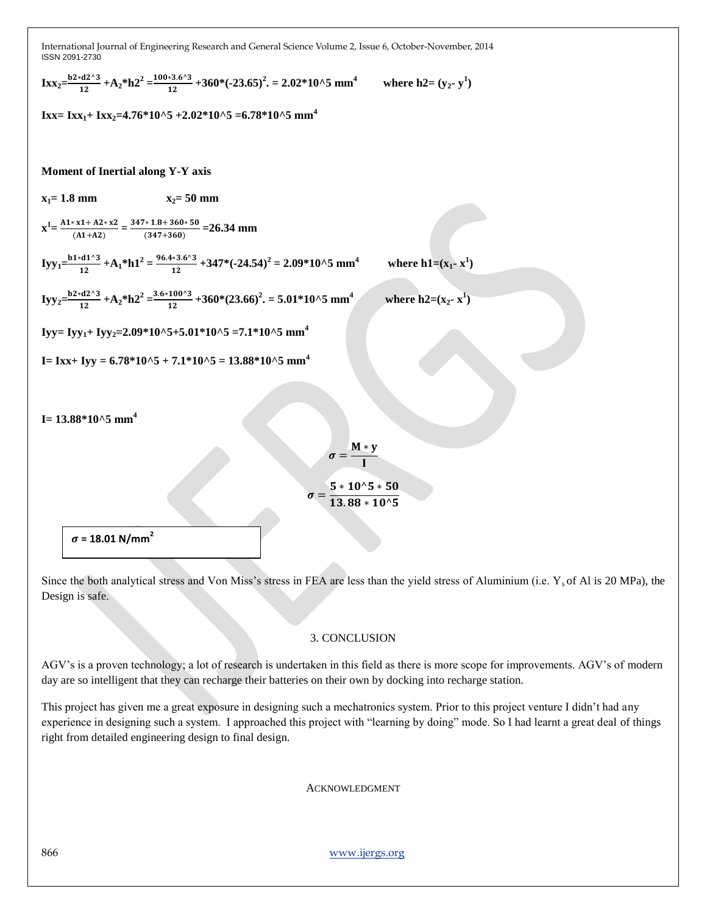$$Ixx_2 = \frac{b2*d2^3}{12} + A_2*h2^2 = \frac{100*3.6^3}{12} + 360*(-23.65)^2. = 2.02*10^5 \text{ mm}^4 \quad \text{where } h2= (y_2 - y^1)$$

$$Ixx = Ixx_1 + Ixx_2 = 4.76*10^5 + 2.02*10^5 = 6.78*10^5 \text{ mm}^4$$

**Moment of Inertial along Y-Y axis**

$x_1 = 1.8$ mm $\qquad x_2 = 50$ mm

$$x^1 = \frac{A1*x1 + A2*x2}{(A1+A2)} = \frac{347*1.8 + 360*50}{(347+360)} = 26.34 \text{ mm}$$

$$Iyy_1 = \frac{b1*d1^3}{12} + A_1*h1^2 = \frac{96.4*3.6^3}{12} + 347*(-24.54)^2 = 2.09*10^5 \text{ mm}^4 \quad \text{where } h1=(x_1 - x^1)$$

$$Iyy_2 = \frac{b2*d2^3}{12} + A_2*h2^2 = \frac{3.6*100^3}{12} + 360*(23.66)^2. = 5.01*10^5 \text{ mm}^4 \quad \text{where } h2=(x_2 - x^1)$$

$$Iyy = Iyy_1 + Iyy_2 = 2.09*10^5 + 5.01*10^5 = 7.1*10^5 \text{ mm}^4$$

$$I = Ixx + Iyy = 6.78*10^5 + 7.1*10^5 = 13.88*10^5 \text{ mm}^4$$

$$I = 13.88*10^5 \text{ mm}^4$$

$$\sigma = \frac{M*y}{I}$$

$$\sigma = \frac{5*10^5*50}{13.88*10^5}$$

$$\sigma = 18.01 \text{ N/mm}^2$$

Since the both analytical stress and Von Miss's stress in FEA are less than the yield stress of Aluminium (i.e. $Y_s$ of Al is 20 MPa), the Design is safe.

## 3. CONCLUSION

AGV's is a proven technology; a lot of research is undertaken in this field as there is more scope for improvements. AGV's of modern day are so intelligent that they can recharge their batteries on their own by docking into recharge station.

This project has given me a great exposure in designing such a mechatronics system. Prior to this project venture I didn't had any experience in designing such a system. I approached this project with "learning by doing" mode. So I had learnt a great deal of things right from detailed engineering design to final design.

## ACKNOWLEDGMENT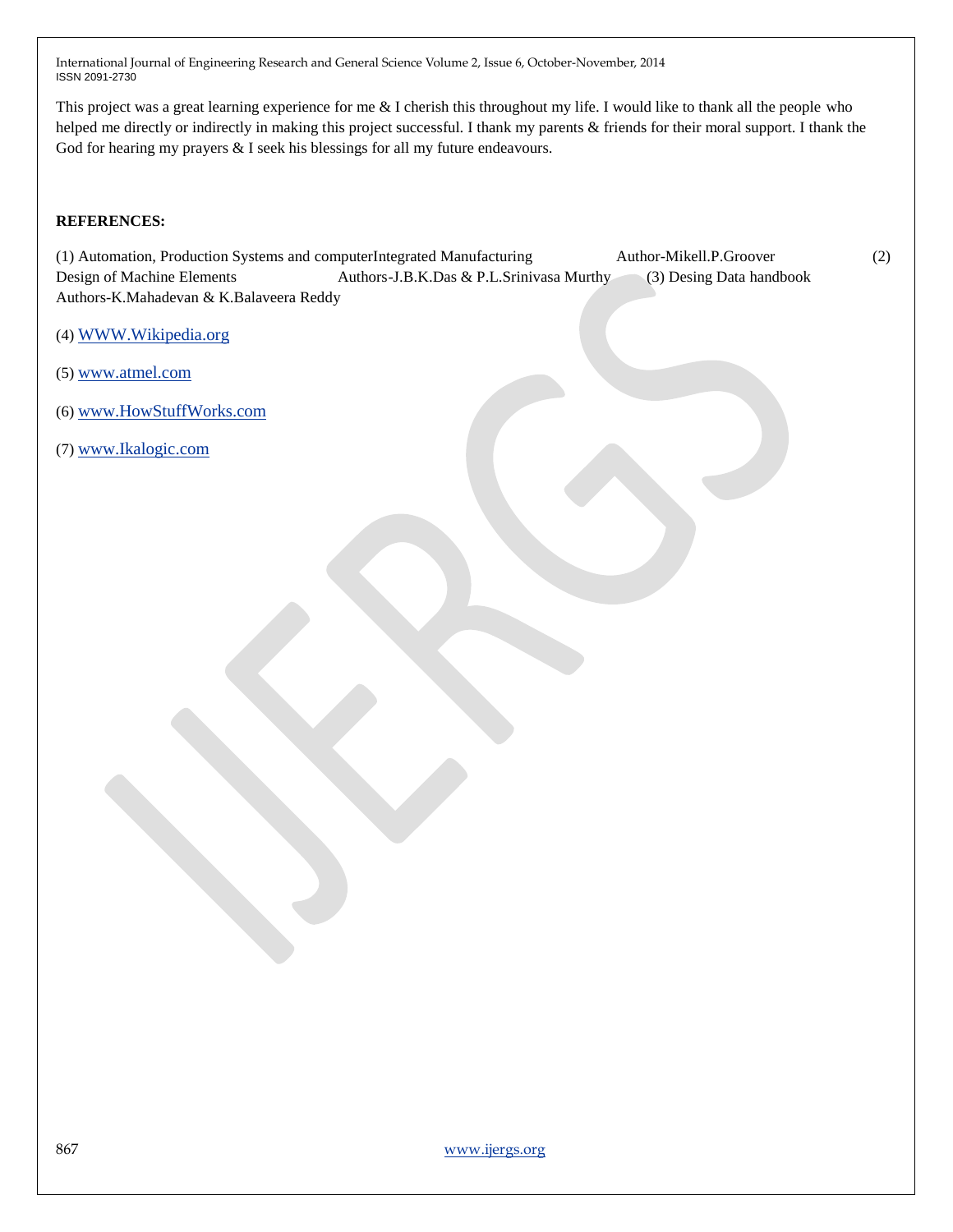This project was a great learning experience for me & I cherish this throughout my life. I would like to thank all the people who helped me directly or indirectly in making this project successful. I thank my parents & friends for their moral support. I thank the God for hearing my prayers & I seek his blessings for all my future endeavours.

**REFERENCES:**

(1) Automation, Production Systems and computerIntegrated Manufacturing Author-Mikell.P.Groover (2) Design of Machine Elements Authors-J.B.K.Das & P.L.Srinivasa Murthy (3) Desing Data handbook Authors-K.Mahadevan & K.Balaveera Reddy

(4) WWW.Wikipedia.org

(5) www.atmel.com

(6) www.HowStuffWorks.com

(7) www.Ikalogic.com